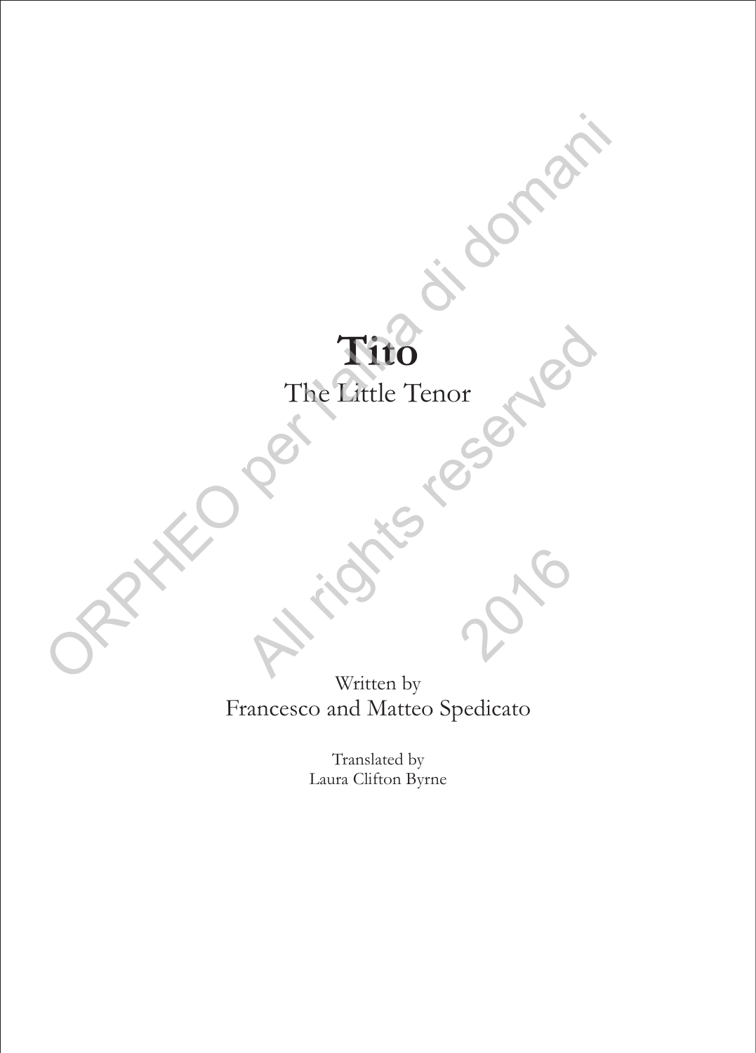# Tito

The Little Tenor

Written by
Francesco and Matteo Spedicato

Translated by
Laura Clifton Byrne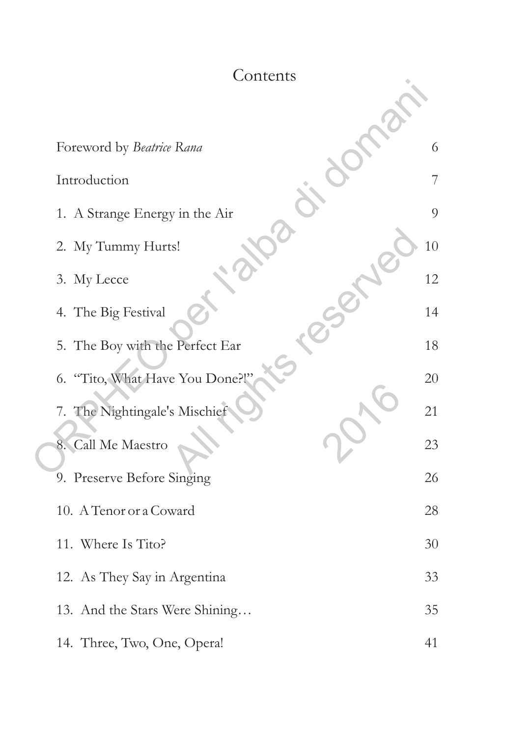# Contents

| | |
|---|---|
| Foreword by *Beatrice Rana* | 6 |
| Introduction | 7 |
| 1. A Strange Energy in the Air | 9 |
| 2. My Tummy Hurts! | 10 |
| 3. My Lecce | 12 |
| 4. The Big Festival | 14 |
| 5. The Boy with the Perfect Ear | 18 |
| 6. "Tito, What Have You Done?!" | 20 |
| 7. The Nightingale's Mischief | 21 |
| 8. Call Me Maestro | 23 |
| 9. Preserve Before Singing | 26 |
| 10. A Tenor or a Coward | 28 |
| 11. Where Is Tito? | 30 |
| 12. As They Say in Argentina | 33 |
| 13. And the Stars Were Shining… | 35 |
| 14. Three, Two, One, Opera! | 41 |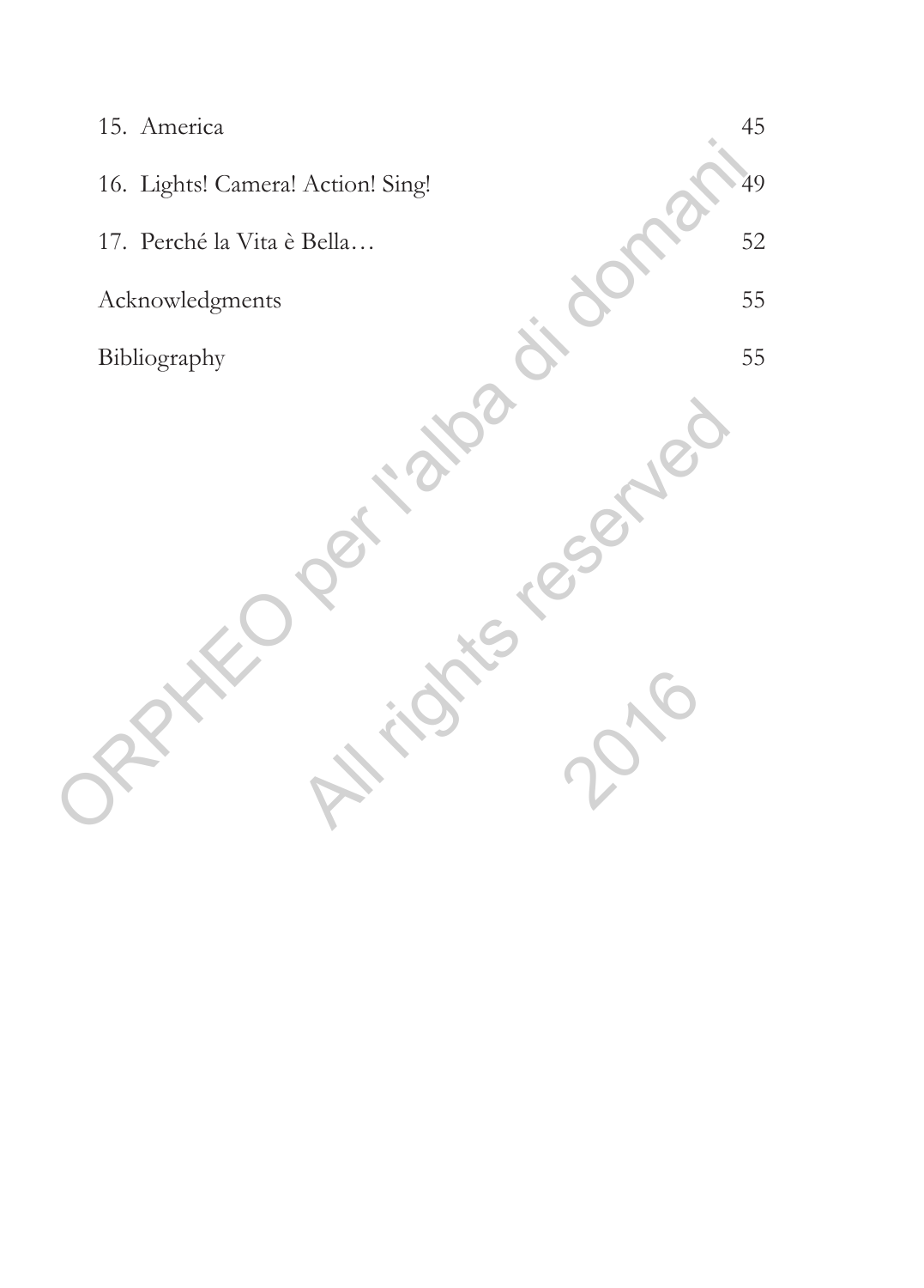| | |
|---|---|
| 15. America | 45 |
| 16. Lights! Camera! Action! Sing! | 49 |
| 17. Perché la Vita è Bella… | 52 |
| Acknowledgments | 55 |
| Bibliography | 55 |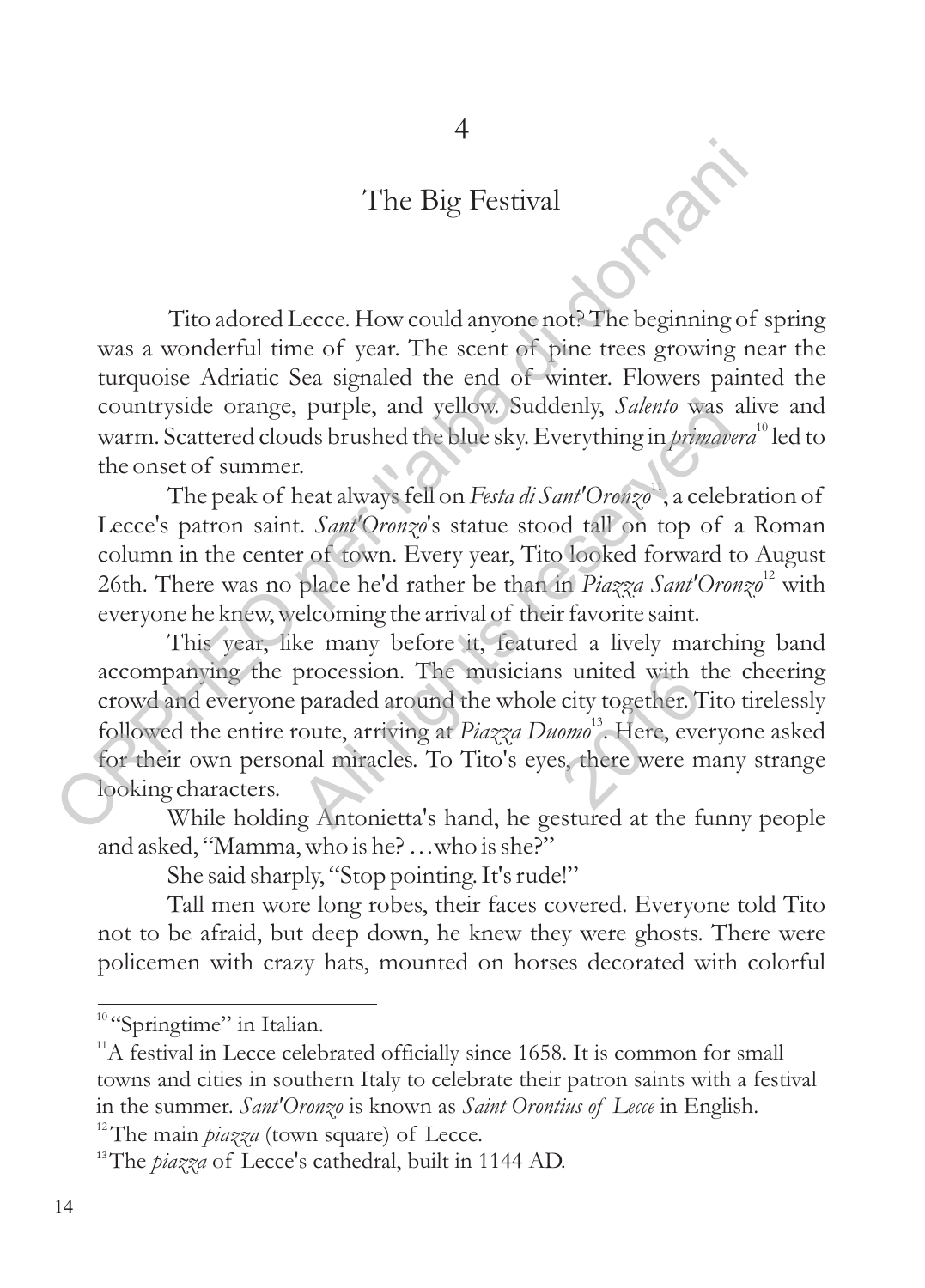# 4

## The Big Festival

Tito adored Lecce. How could anyone not? The beginning of spring was a wonderful time of year. The scent of pine trees growing near the turquoise Adriatic Sea signaled the end of winter. Flowers painted the countryside orange, purple, and yellow. Suddenly, *Salento* was alive and warm. Scattered clouds brushed the blue sky. Everything in *primavera*[10] led to the onset of summer.

The peak of heat always fell on *Festa di Sant'Oronzo*[11], a celebration of Lecce's patron saint. *Sant'Oronzo*'s statue stood tall on top of a Roman column in the center of town. Every year, Tito looked forward to August 26th. There was no place he'd rather be than in *Piazza Sant'Oronzo*[12] with everyone he knew, welcoming the arrival of their favorite saint.

This year, like many before it, featured a lively marching band accompanying the procession. The musicians united with the cheering crowd and everyone paraded around the whole city together. Tito tirelessly followed the entire route, arriving at *Piazza Duomo*[13]. Here, everyone asked for their own personal miracles. To Tito's eyes, there were many strange looking characters.

While holding Antonietta's hand, he gestured at the funny people and asked, "Mamma, who is he? …who is she?"

She said sharply, "Stop pointing. It's rude!"

Tall men wore long robes, their faces covered. Everyone told Tito not to be afraid, but deep down, he knew they were ghosts. There were policemen with crazy hats, mounted on horses decorated with colorful

---

[10] "Springtime" in Italian.

[11] A festival in Lecce celebrated officially since 1658. It is common for small towns and cities in southern Italy to celebrate their patron saints with a festival in the summer. *Sant'Oronzo* is known as *Saint Orontius of Lecce* in English.

[12] The main *piazza* (town square) of Lecce.

[13] The *piazza* of Lecce's cathedral, built in 1144 AD.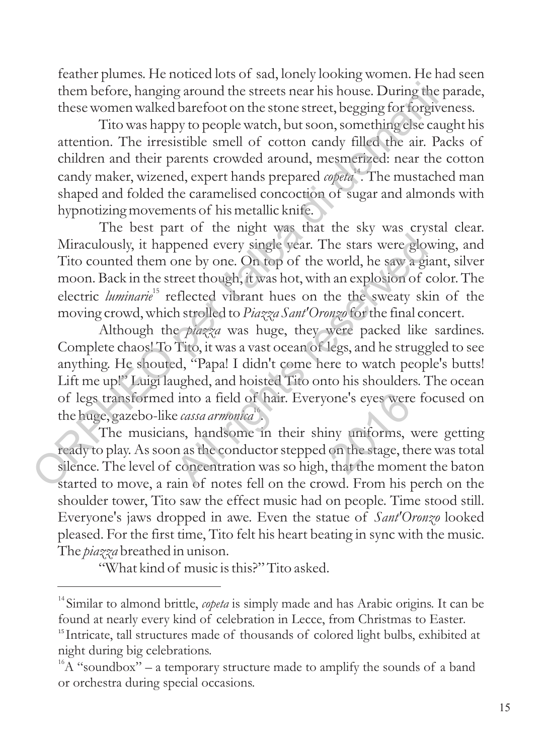feather plumes. He noticed lots of sad, lonely looking women. He had seen them before, hanging around the streets near his house. During the parade, these women walked barefoot on the stone street, begging for forgiveness.

Tito was happy to people watch, but soon, something else caught his attention. The irresistible smell of cotton candy filled the air. Packs of children and their parents crowded around, mesmerized: near the cotton candy maker, wizened, expert hands prepared *copeta*[14]. The mustached man shaped and folded the caramelised concoction of sugar and almonds with hypnotizing movements of his metallic knife.

The best part of the night was that the sky was crystal clear. Miraculously, it happened every single year. The stars were glowing, and Tito counted them one by one. On top of the world, he saw a giant, silver moon. Back in the street though, it was hot, with an explosion of color. The electric *luminarie*[15] reflected vibrant hues on the the sweaty skin of the moving crowd, which strolled to *Piazza Sant'Oronzo* for the final concert.

Although the *piazza* was huge, they were packed like sardines. Complete chaos! To Tito, it was a vast ocean of legs, and he struggled to see anything. He shouted, "Papa! I didn't come here to watch people's butts! Lift me up!" Luigi laughed, and hoisted Tito onto his shoulders. The ocean of legs transformed into a field of hair. Everyone's eyes were focused on the huge, gazebo-like *cassa armonica*[16].

The musicians, handsome in their shiny uniforms, were getting ready to play. As soon as the conductor stepped on the stage, there was total silence. The level of concentration was so high, that the moment the baton started to move, a rain of notes fell on the crowd. From his perch on the shoulder tower, Tito saw the effect music had on people. Time stood still. Everyone's jaws dropped in awe. Even the statue of *Sant'Oronzo* looked pleased. For the first time, Tito felt his heart beating in sync with the music. The *piazza* breathed in unison.

"What kind of music is this?" Tito asked.

---

[14] Similar to almond brittle, *copeta* is simply made and has Arabic origins. It can be found at nearly every kind of celebration in Lecce, from Christmas to Easter.

[15] Intricate, tall structures made of thousands of colored light bulbs, exhibited at night during big celebrations.

[16] A "soundbox" – a temporary structure made to amplify the sounds of a band or orchestra during special occasions.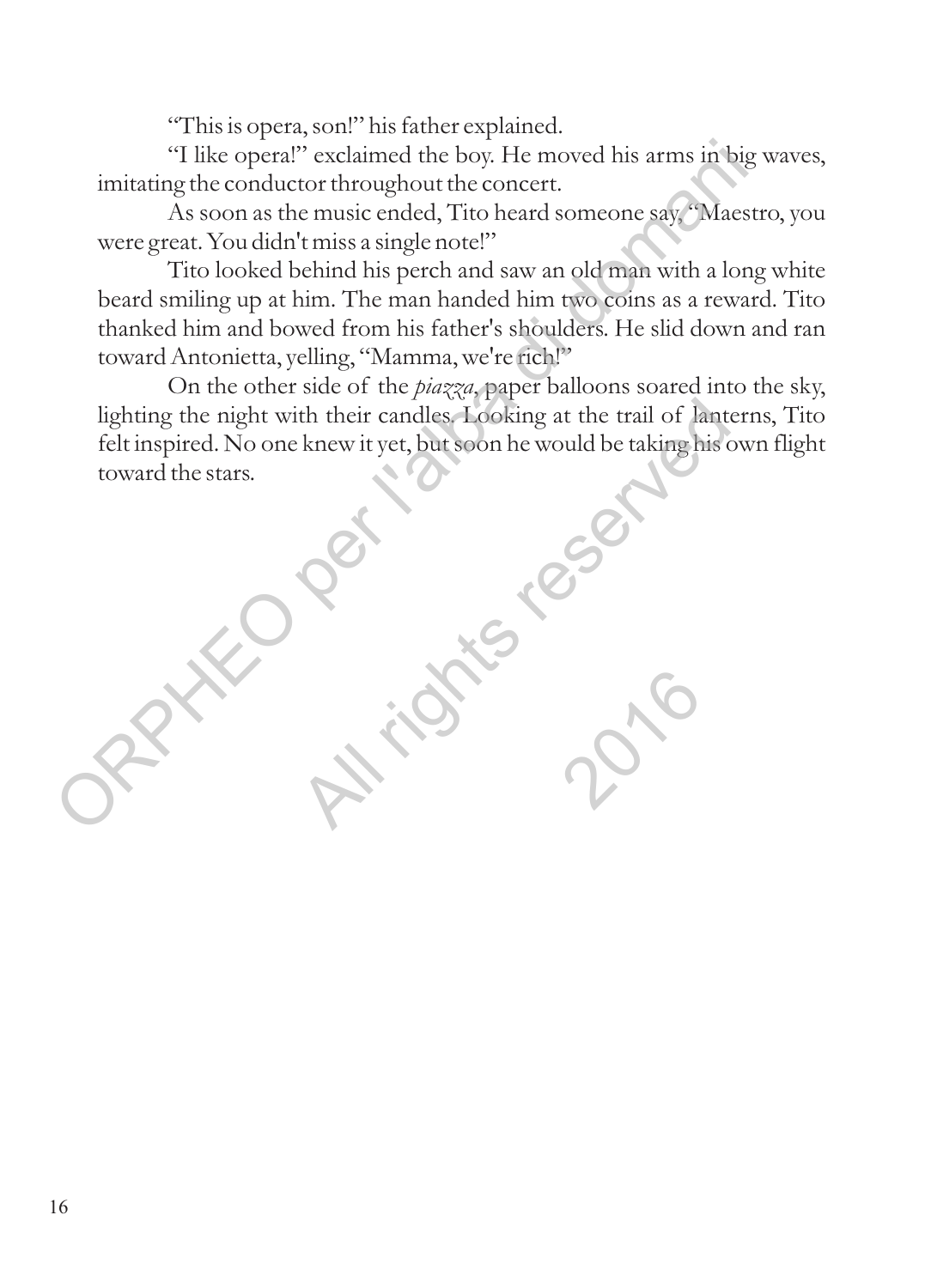"This is opera, son!" his father explained.

"I like opera!" exclaimed the boy. He moved his arms in big waves, imitating the conductor throughout the concert.

As soon as the music ended, Tito heard someone say, "Maestro, you were great. You didn't miss a single note!"

Tito looked behind his perch and saw an old man with a long white beard smiling up at him. The man handed him two coins as a reward. Tito thanked him and bowed from his father's shoulders. He slid down and ran toward Antonietta, yelling, "Mamma, we're rich!"

On the other side of the *piazza*, paper balloons soared into the sky, lighting the night with their candles. Looking at the trail of lanterns, Tito felt inspired. No one knew it yet, but soon he would be taking his own flight toward the stars.